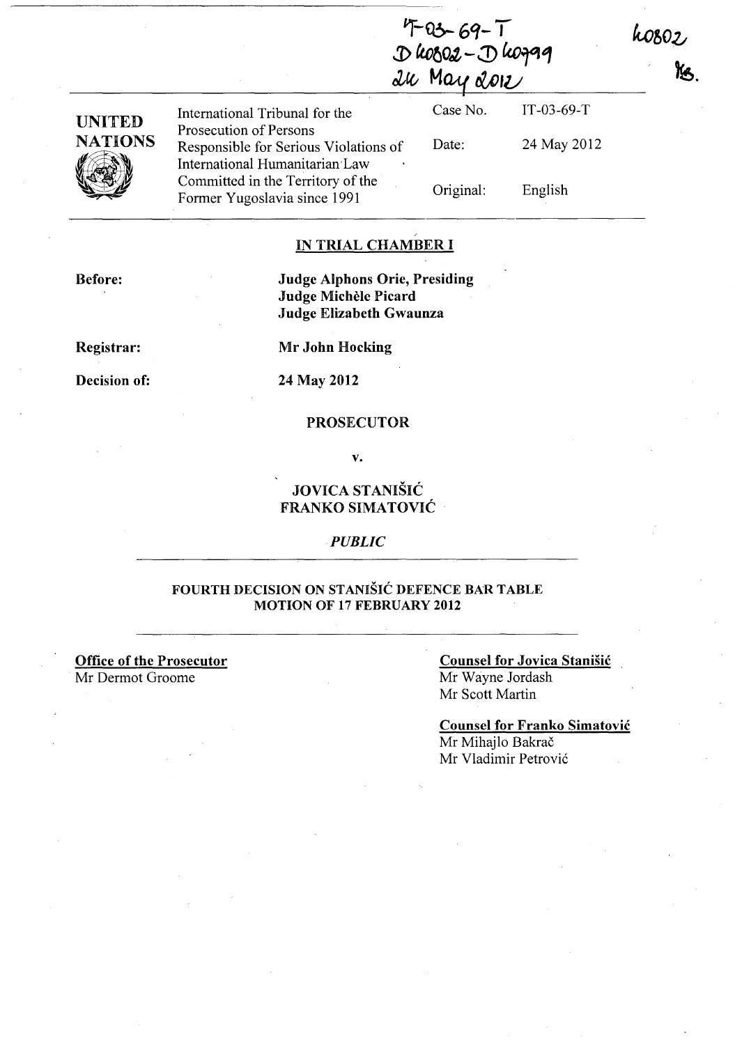IT-03-69-T
D 60802 - D 60799
24 May 2012

60802

MS.

| UNITED NATIONS | International Tribunal for the Prosecution of Persons Responsible for Serious Violations of International Humanitarian Law Committed in the Territory of the Former Yugoslavia since 1991 | Case No. | IT-03-69-T |
|---|---|---|---|
| | | Date: | 24 May 2012 |
| | | Original: | English |

## IN TRIAL CHAMBER I

**Before:** **Judge Alphons Orie, Presiding**
**Judge Michèle Picard**
**Judge Elizabeth Gwaunza**

**Registrar:** **Mr John Hocking**

**Decision of:** **24 May 2012**

**PROSECUTOR**

**v.**

**JOVICA STANIŠIĆ**
**FRANKO SIMATOVIĆ**

*PUBLIC*

## FOURTH DECISION ON STANIŠIĆ DEFENCE BAR TABLE MOTION OF 17 FEBRUARY 2012

**Office of the Prosecutor**
Mr Dermot Groome

**Counsel for Jovica Stanišić**
Mr Wayne Jordash
Mr Scott Martin

**Counsel for Franko Simatović**
Mr Mihajlo Bakrač
Mr Vladimir Petrović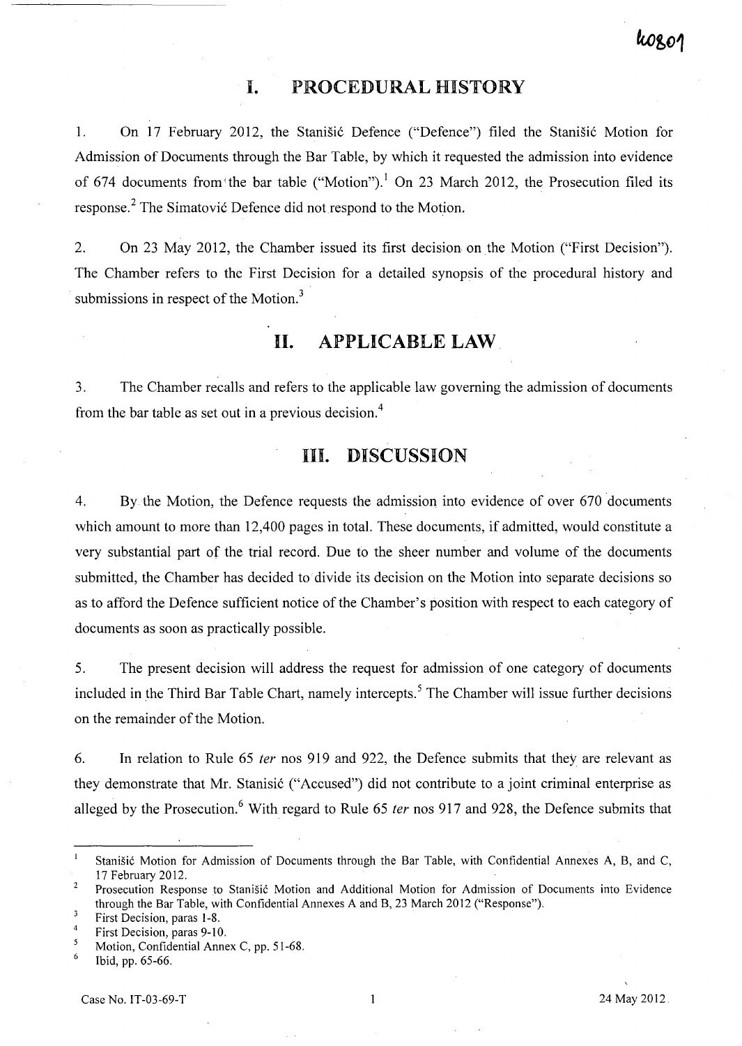# I. PROCEDURAL HISTORY

1. On 17 February 2012, the Stanišić Defence ("Defence") filed the Stanišić Motion for Admission of Documents through the Bar Table, by which it requested the admission into evidence of 674 documents from the bar table ("Motion").[1] On 23 March 2012, the Prosecution filed its response.[2] The Simatović Defence did not respond to the Motion.

2. On 23 May 2012, the Chamber issued its first decision on the Motion ("First Decision"). The Chamber refers to the First Decision for a detailed synopsis of the procedural history and submissions in respect of the Motion.[3]

# II. APPLICABLE LAW

3. The Chamber recalls and refers to the applicable law governing the admission of documents from the bar table as set out in a previous decision.[4]

# III. DISCUSSION

4. By the Motion, the Defence requests the admission into evidence of over 670 documents which amount to more than 12,400 pages in total. These documents, if admitted, would constitute a very substantial part of the trial record. Due to the sheer number and volume of the documents submitted, the Chamber has decided to divide its decision on the Motion into separate decisions so as to afford the Defence sufficient notice of the Chamber's position with respect to each category of documents as soon as practically possible.

5. The present decision will address the request for admission of one category of documents included in the Third Bar Table Chart, namely intercepts.[5] The Chamber will issue further decisions on the remainder of the Motion.

6. In relation to Rule 65 *ter* nos 919 and 922, the Defence submits that they are relevant as they demonstrate that Mr. Stanisić ("Accused") did not contribute to a joint criminal enterprise as alleged by the Prosecution.[6] With regard to Rule 65 *ter* nos 917 and 928, the Defence submits that

---

[1] Stanišić Motion for Admission of Documents through the Bar Table, with Confidential Annexes A, B, and C, 17 February 2012.

[2] Prosecution Response to Stanišić Motion and Additional Motion for Admission of Documents into Evidence through the Bar Table, with Confidential Annexes A and B, 23 March 2012 ("Response").

[3] First Decision, paras 1-8.

[4] First Decision, paras 9-10.

[5] Motion, Confidential Annex C, pp. 51-68.

[6] Ibid, pp. 65-66.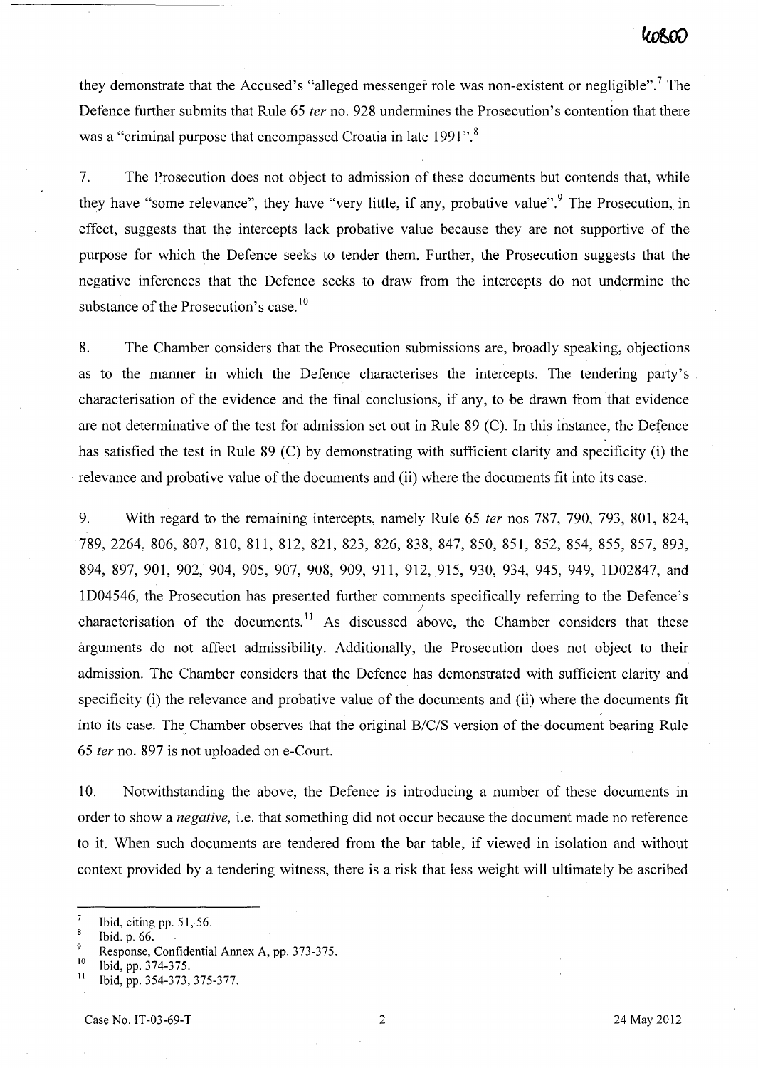they demonstrate that the Accused's "alleged messenger role was non-existent or negligible".[7] The Defence further submits that Rule 65 *ter* no. 928 undermines the Prosecution's contention that there was a "criminal purpose that encompassed Croatia in late 1991".[8]

7. The Prosecution does not object to admission of these documents but contends that, while they have "some relevance", they have "very little, if any, probative value".[9] The Prosecution, in effect, suggests that the intercepts lack probative value because they are not supportive of the purpose for which the Defence seeks to tender them. Further, the Prosecution suggests that the negative inferences that the Defence seeks to draw from the intercepts do not undermine the substance of the Prosecution's case.[10]

8. The Chamber considers that the Prosecution submissions are, broadly speaking, objections as to the manner in which the Defence characterises the intercepts. The tendering party's characterisation of the evidence and the final conclusions, if any, to be drawn from that evidence are not determinative of the test for admission set out in Rule 89 (C). In this instance, the Defence has satisfied the test in Rule 89 (C) by demonstrating with sufficient clarity and specificity (i) the relevance and probative value of the documents and (ii) where the documents fit into its case.

9. With regard to the remaining intercepts, namely Rule 65 *ter* nos 787, 790, 793, 801, 824, 789, 2264, 806, 807, 810, 811, 812, 821, 823, 826, 838, 847, 850, 851, 852, 854, 855, 857, 893, 894, 897, 901, 902, 904, 905, 907, 908, 909, 911, 912, 915, 930, 934, 945, 949, 1D02847, and 1D04546, the Prosecution has presented further comments specifically referring to the Defence's characterisation of the documents.[11] As discussed above, the Chamber considers that these arguments do not affect admissibility. Additionally, the Prosecution does not object to their admission. The Chamber considers that the Defence has demonstrated with sufficient clarity and specificity (i) the relevance and probative value of the documents and (ii) where the documents fit into its case. The Chamber observes that the original B/C/S version of the document bearing Rule 65 *ter* no. 897 is not uploaded on e-Court.

10. Notwithstanding the above, the Defence is introducing a number of these documents in order to show a *negative*, i.e. that something did not occur because the document made no reference to it. When such documents are tendered from the bar table, if viewed in isolation and without context provided by a tendering witness, there is a risk that less weight will ultimately be ascribed

---

[7] Ibid, citing pp. 51, 56.

[8] Ibid. p. 66.

[9] Response, Confidential Annex A, pp. 373-375.

[10] Ibid, pp. 374-375.

[11] Ibid, pp. 354-373, 375-377.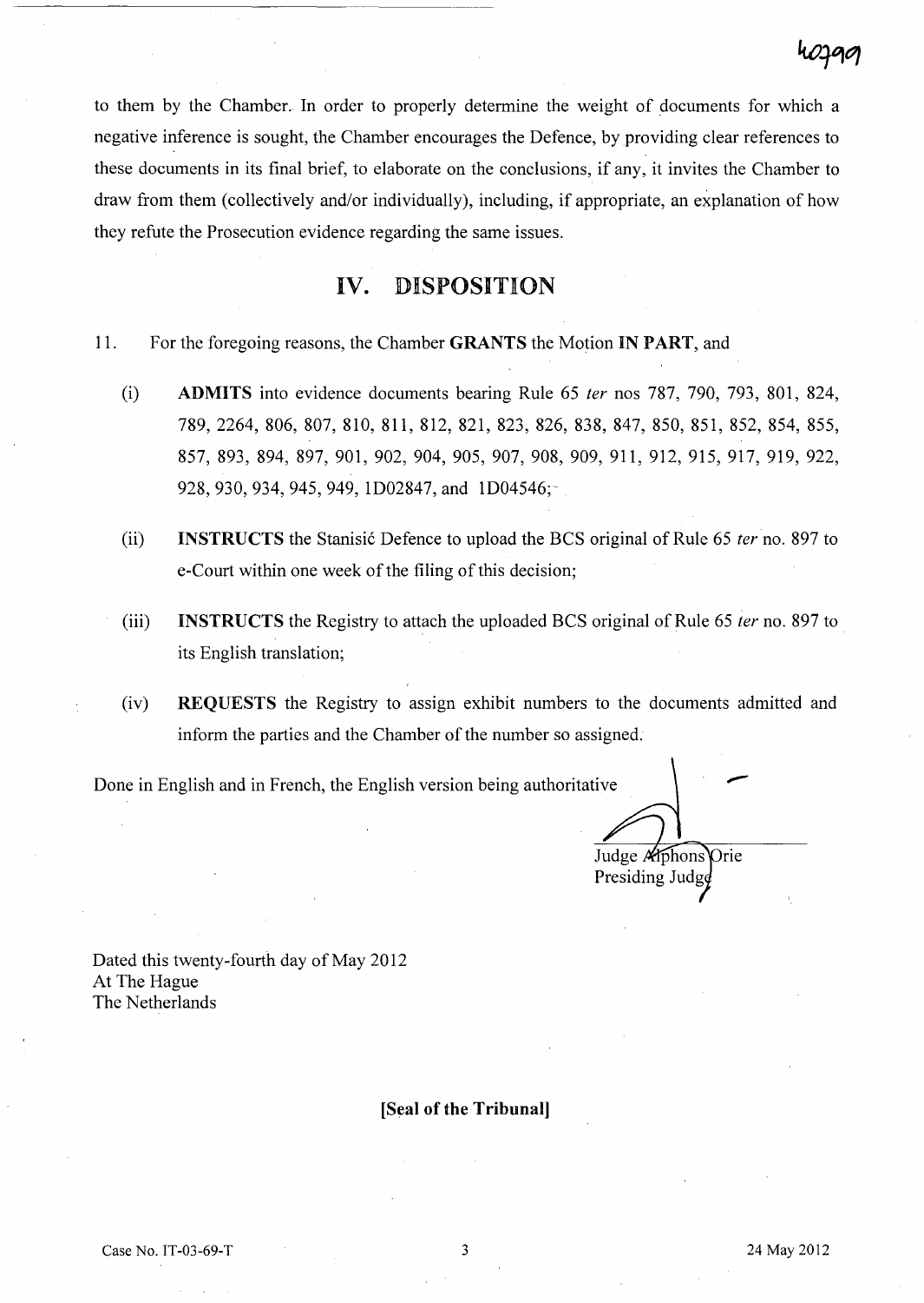to them by the Chamber. In order to properly determine the weight of documents for which a negative inference is sought, the Chamber encourages the Defence, by providing clear references to these documents in its final brief, to elaborate on the conclusions, if any, it invites the Chamber to draw from them (collectively and/or individually), including, if appropriate, an explanation of how they refute the Prosecution evidence regarding the same issues.

# IV. DISPOSITION

11. For the foregoing reasons, the Chamber **GRANTS** the Motion **IN PART**, and

   (i) **ADMITS** into evidence documents bearing Rule 65 *ter* nos 787, 790, 793, 801, 824, 789, 2264, 806, 807, 810, 811, 812, 821, 823, 826, 838, 847, 850, 851, 852, 854, 855, 857, 893, 894, 897, 901, 902, 904, 905, 907, 908, 909, 911, 912, 915, 917, 919, 922, 928, 930, 934, 945, 949, 1D02847, and 1D04546;

   (ii) **INSTRUCTS** the Stanisić Defence to upload the BCS original of Rule 65 *ter* no. 897 to e-Court within one week of the filing of this decision;

   (iii) **INSTRUCTS** the Registry to attach the uploaded BCS original of Rule 65 *ter* no. 897 to its English translation;

   (iv) **REQUESTS** the Registry to assign exhibit numbers to the documents admitted and inform the parties and the Chamber of the number so assigned.

Done in English and in French, the English version being authoritative

Judge Alphons Orie
Presiding Judge

Dated this twenty-fourth day of May 2012
At The Hague
The Netherlands

**[Seal of the Tribunal]**